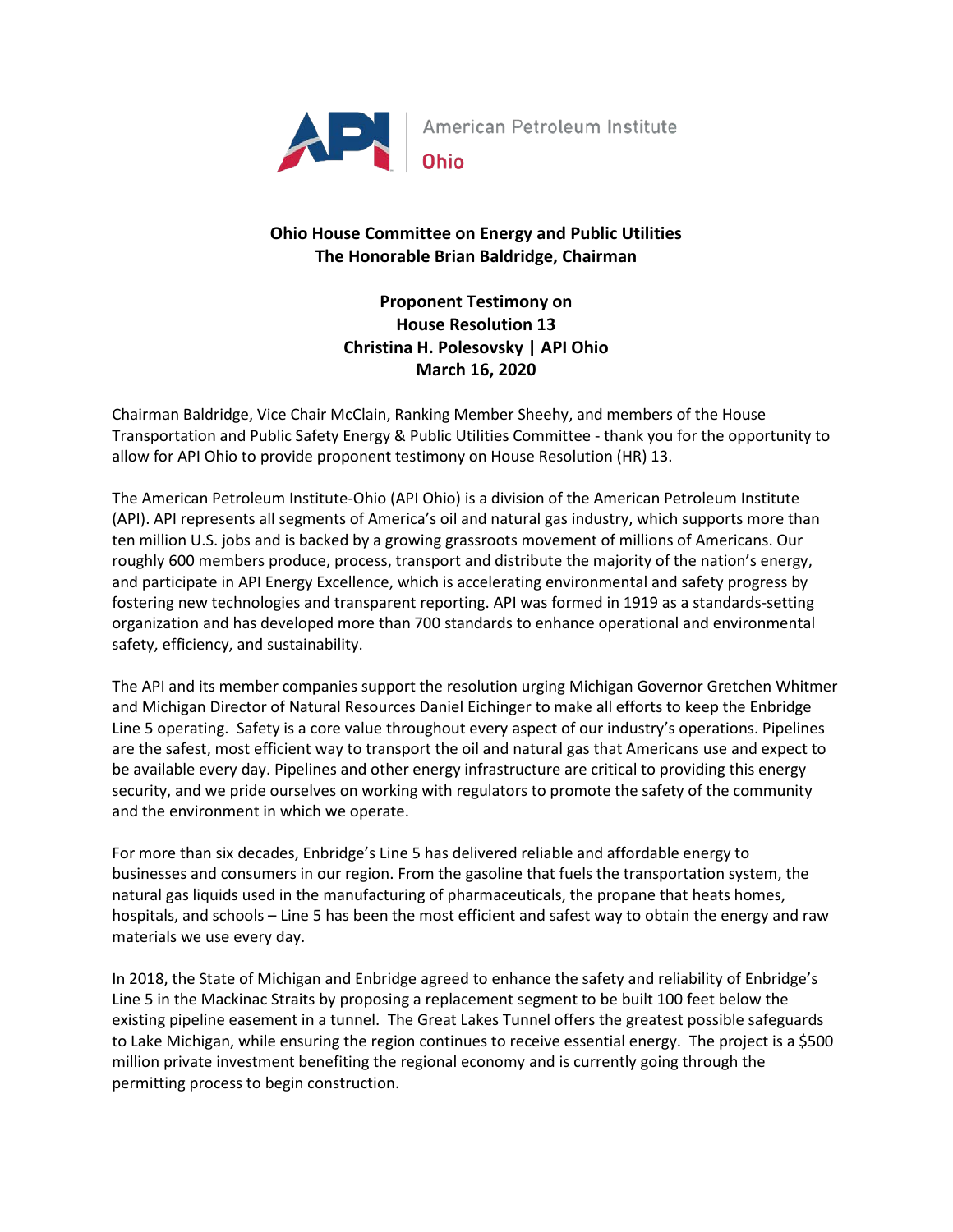American Petroleum Institute
Ohio

**Ohio House Committee on Energy and Public Utilities**
**The Honorable Brian Baldridge, Chairman**

**Proponent Testimony on**
**House Resolution 13**
**Christina H. Polesovsky | API Ohio**
**March 16, 2020**

Chairman Baldridge, Vice Chair McClain, Ranking Member Sheehy, and members of the House Transportation and Public Safety Energy & Public Utilities Committee - thank you for the opportunity to allow for API Ohio to provide proponent testimony on House Resolution (HR) 13.

The American Petroleum Institute-Ohio (API Ohio) is a division of the American Petroleum Institute (API). API represents all segments of America's oil and natural gas industry, which supports more than ten million U.S. jobs and is backed by a growing grassroots movement of millions of Americans. Our roughly 600 members produce, process, transport and distribute the majority of the nation's energy, and participate in API Energy Excellence, which is accelerating environmental and safety progress by fostering new technologies and transparent reporting. API was formed in 1919 as a standards-setting organization and has developed more than 700 standards to enhance operational and environmental safety, efficiency, and sustainability.

The API and its member companies support the resolution urging Michigan Governor Gretchen Whitmer and Michigan Director of Natural Resources Daniel Eichinger to make all efforts to keep the Enbridge Line 5 operating. Safety is a core value throughout every aspect of our industry's operations. Pipelines are the safest, most efficient way to transport the oil and natural gas that Americans use and expect to be available every day. Pipelines and other energy infrastructure are critical to providing this energy security, and we pride ourselves on working with regulators to promote the safety of the community and the environment in which we operate.

For more than six decades, Enbridge's Line 5 has delivered reliable and affordable energy to businesses and consumers in our region. From the gasoline that fuels the transportation system, the natural gas liquids used in the manufacturing of pharmaceuticals, the propane that heats homes, hospitals, and schools – Line 5 has been the most efficient and safest way to obtain the energy and raw materials we use every day.

In 2018, the State of Michigan and Enbridge agreed to enhance the safety and reliability of Enbridge's Line 5 in the Mackinac Straits by proposing a replacement segment to be built 100 feet below the existing pipeline easement in a tunnel. The Great Lakes Tunnel offers the greatest possible safeguards to Lake Michigan, while ensuring the region continues to receive essential energy. The project is a $500 million private investment benefiting the regional economy and is currently going through the permitting process to begin construction.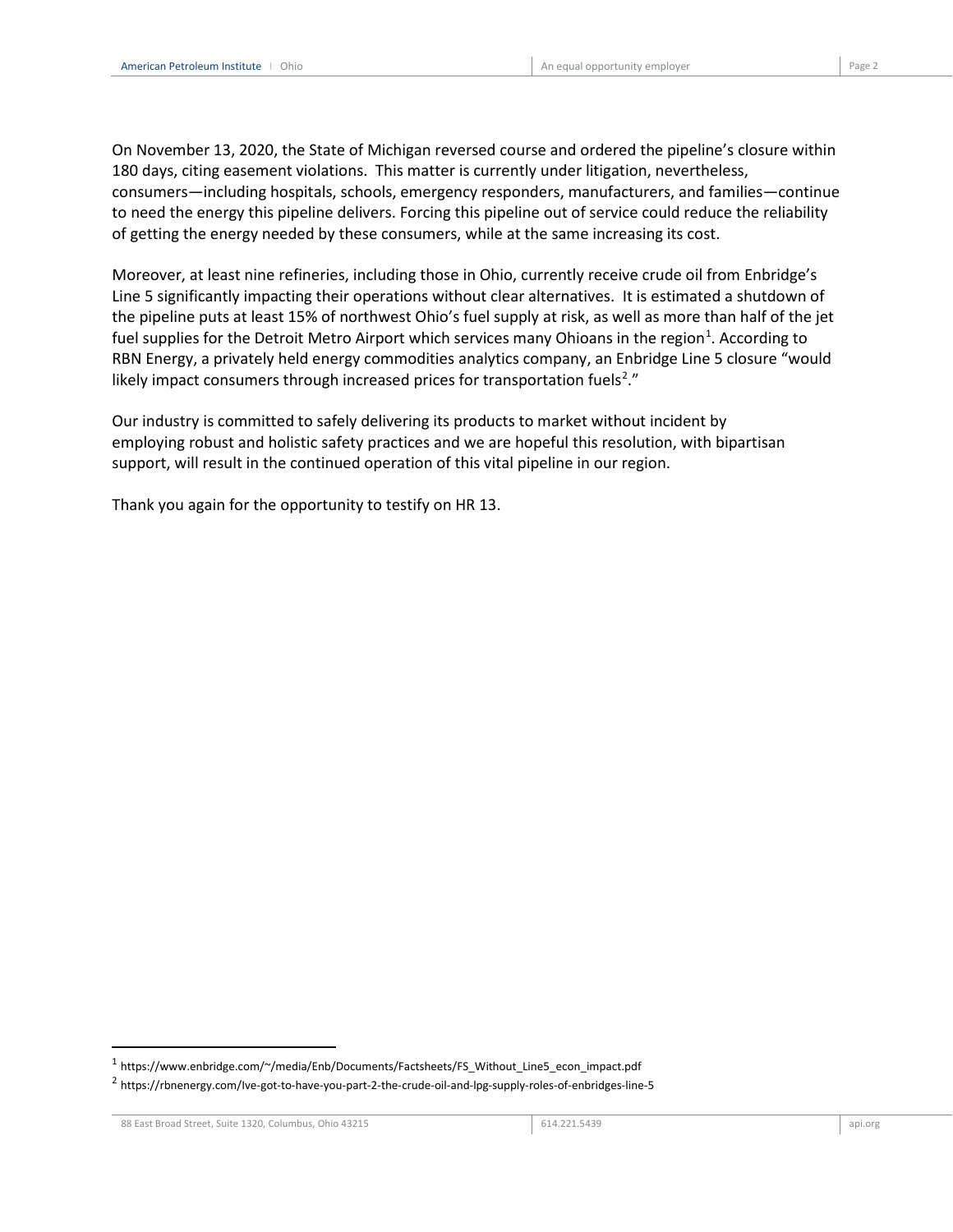On November 13, 2020, the State of Michigan reversed course and ordered the pipeline's closure within 180 days, citing easement violations. This matter is currently under litigation, nevertheless, consumers—including hospitals, schools, emergency responders, manufacturers, and families—continue to need the energy this pipeline delivers. Forcing this pipeline out of service could reduce the reliability of getting the energy needed by these consumers, while at the same increasing its cost.

Moreover, at least nine refineries, including those in Ohio, currently receive crude oil from Enbridge's Line 5 significantly impacting their operations without clear alternatives. It is estimated a shutdown of the pipeline puts at least 15% of northwest Ohio's fuel supply at risk, as well as more than half of the jet fuel supplies for the Detroit Metro Airport which services many Ohioans in the region[1]. According to RBN Energy, a privately held energy commodities analytics company, an Enbridge Line 5 closure "would likely impact consumers through increased prices for transportation fuels[2]."

Our industry is committed to safely delivering its products to market without incident by employing robust and holistic safety practices and we are hopeful this resolution, with bipartisan support, will result in the continued operation of this vital pipeline in our region.

Thank you again for the opportunity to testify on HR 13.

---

[1] https://www.enbridge.com/~/media/Enb/Documents/Factsheets/FS_Without_Line5_econ_impact.pdf

[2] https://rbnenergy.com/Ive-got-to-have-you-part-2-the-crude-oil-and-lpg-supply-roles-of-enbridges-line-5